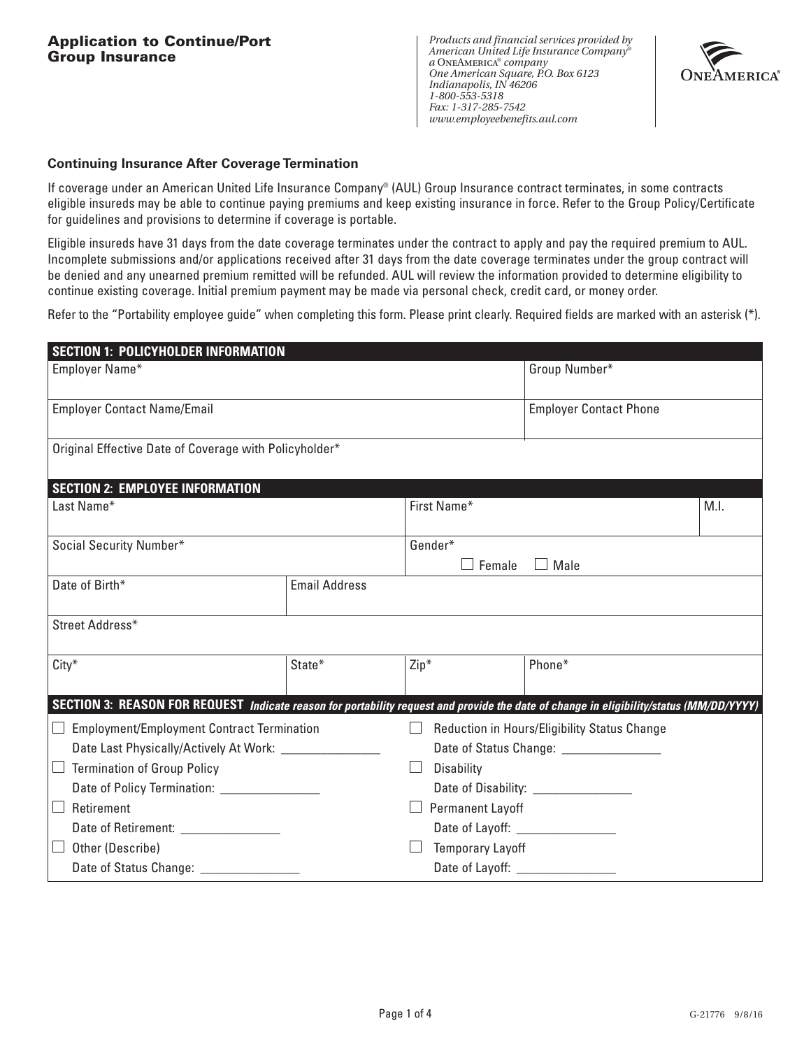# Application to Continue/Port Group Insurance

*Products and financial services provided by American United Life Insurance Company® a OneAmerica® company One American Square, P.O. Box 6123 Indianapolis, IN 46206 1-800-553-5318 Fax: 1-317-285-7542 www.employeebenefits.aul.com*

OneAmerica®

### Continuing Insurance After Coverage Termination

If coverage under an American United Life Insurance Company® (AUL) Group Insurance contract terminates, in some contracts eligible insureds may be able to continue paying premiums and keep existing insurance in force. Refer to the Group Policy/Certificate for guidelines and provisions to determine if coverage is portable.

Eligible insureds have 31 days from the date coverage terminates under the contract to apply and pay the required premium to AUL. Incomplete submissions and/or applications received after 31 days from the date coverage terminates under the group contract will be denied and any unearned premium remitted will be refunded. AUL will review the information provided to determine eligibility to continue existing coverage. Initial premium payment may be made via personal check, credit card, or money order.

Refer to the "Portability employee guide" when completing this form. Please print clearly. Required fields are marked with an asterisk (*).

## SECTION 1: POLICYHOLDER INFORMATION

| Employer Name* | Group Number* |
|---|---|
| Employer Contact Name/Email | Employer Contact Phone |
| Original Effective Date of Coverage with Policyholder* | |

## SECTION 2: EMPLOYEE INFORMATION

| Last Name* | | First Name* | | M.I. |
|---|---|---|---|---|
| Social Security Number* | | Gender* ☐ Female ☐ Male | | |
| Date of Birth* | Email Address | | | |
| Street Address* | | | | |
| City* | State* | Zip* | Phone* | |

## SECTION 3: REASON FOR REQUEST *Indicate reason for portability request and provide the date of change in eligibility/status (MM/DD/YYYY)*

| | |
|---|---|
| ☐ Employment/Employment Contract Termination<br>Date Last Physically/Actively At Work: _______________ | ☐ Reduction in Hours/Eligibility Status Change<br>Date of Status Change: _______________ |
| ☐ Termination of Group Policy<br>Date of Policy Termination: _______________ | ☐ Disability<br>Date of Disability: _______________ |
| ☐ Retirement<br>Date of Retirement: _______________ | ☐ Permanent Layoff<br>Date of Layoff: _______________ |
| ☐ Other (Describe)<br>Date of Status Change: _______________ | ☐ Temporary Layoff<br>Date of Layoff: _______________ |

G-21776 9/8/16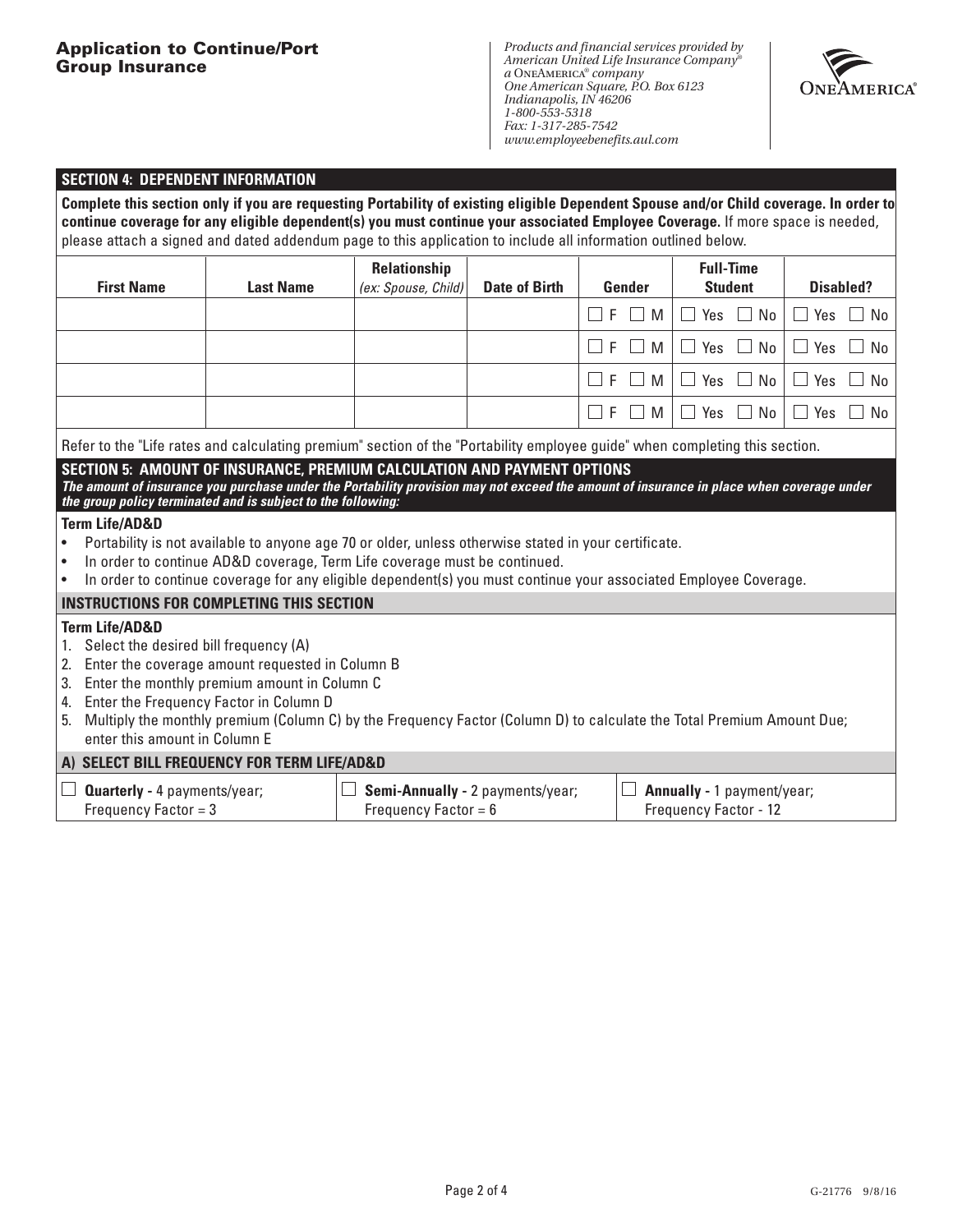## Application to Continue/Port Group Insurance

*Products and financial services provided by American United Life Insurance Company® a OneAmerica® company One American Square, P.O. Box 6123 Indianapolis, IN 46206 1-800-553-5318 Fax: 1-317-285-7542 www.employeebenefits.aul.com*

ONEAMERICA®

### SECTION 4: DEPENDENT INFORMATION

**Complete this section only if you are requesting Portability of existing eligible Dependent Spouse and/or Child coverage. In order to continue coverage for any eligible dependent(s) you must continue your associated Employee Coverage.** If more space is needed, please attach a signed and dated addendum page to this application to include all information outlined below.

| First Name | Last Name | Relationship *(ex: Spouse, Child)* | Date of Birth | Gender | Full-Time Student | Disabled? |
|---|---|---|---|---|---|---|
| | | | | ☐ F ☐ M | ☐ Yes ☐ No | ☐ Yes ☐ No |
| | | | | ☐ F ☐ M | ☐ Yes ☐ No | ☐ Yes ☐ No |
| | | | | ☐ F ☐ M | ☐ Yes ☐ No | ☐ Yes ☐ No |
| | | | | ☐ F ☐ M | ☐ Yes ☐ No | ☐ Yes ☐ No |

Refer to the "Life rates and calculating premium" section of the "Portability employee guide" when completing this section.

### SECTION 5: AMOUNT OF INSURANCE, PREMIUM CALCULATION AND PAYMENT OPTIONS

***The amount of insurance you purchase under the Portability provision may not exceed the amount of insurance in place when coverage under the group policy terminated and is subject to the following:***

**Term Life/AD&D**

- Portability is not available to anyone age 70 or older, unless otherwise stated in your certificate.
- In order to continue AD&D coverage, Term Life coverage must be continued.
- In order to continue coverage for any eligible dependent(s) you must continue your associated Employee Coverage.

### INSTRUCTIONS FOR COMPLETING THIS SECTION

**Term Life/AD&D**

1. Select the desired bill frequency (A)
2. Enter the coverage amount requested in Column B
3. Enter the monthly premium amount in Column C
4. Enter the Frequency Factor in Column D
5. Multiply the monthly premium (Column C) by the Frequency Factor (Column D) to calculate the Total Premium Amount Due; enter this amount in Column E

### A) SELECT BILL FREQUENCY FOR TERM LIFE/AD&D

| | | |
|---|---|---|
| ☐ **Quarterly** - 4 payments/year; Frequency Factor = 3 | ☐ **Semi-Annually** - 2 payments/year; Frequency Factor = 6 | ☐ **Annually** - 1 payment/year; Frequency Factor - 12 |

G-21776 9/8/16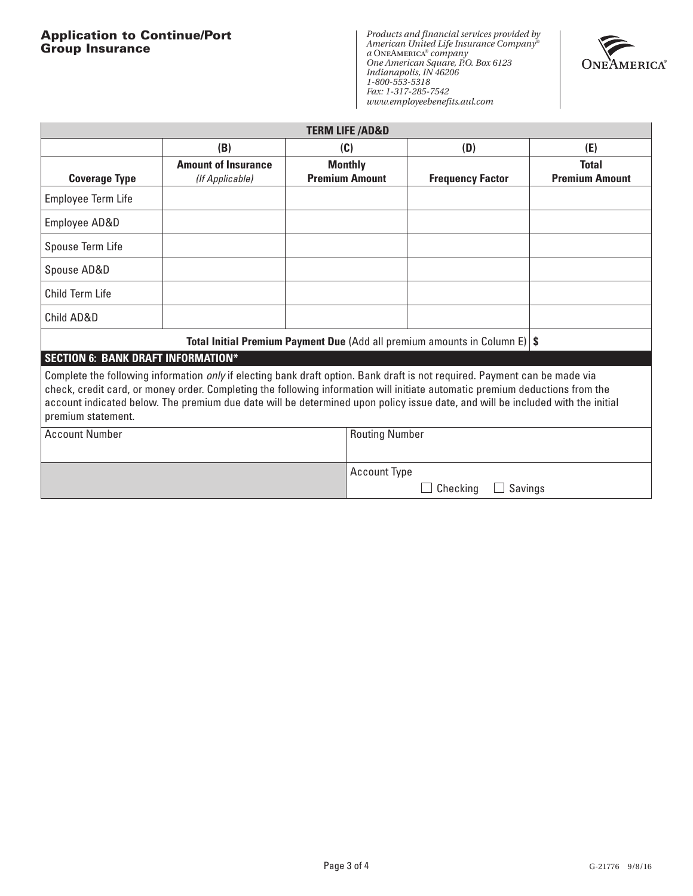# Application to Continue/Port Group Insurance

*Products and financial services provided by American United Life Insurance Company® a ONEAMERICA® company One American Square, P.O. Box 6123 Indianapolis, IN 46206 1-800-553-5318 Fax: 1-317-285-7542 www.employeebenefits.aul.com*

ONEAMERICA®

| TERM LIFE /AD&D | | | | |
|---|---|---|---|---|
| | **(B)** | **(C)** | **(D)** | **(E)** |
| **Coverage Type** | **Amount of Insurance** *(If Applicable)* | **Monthly Premium Amount** | **Frequency Factor** | **Total Premium Amount** |
| Employee Term Life | | | | |
| Employee AD&D | | | | |
| Spouse Term Life | | | | |
| Spouse AD&D | | | | |
| Child Term Life | | | | |
| Child AD&D | | | | |
| | | | **Total Initial Premium Payment Due** (Add all premium amounts in Column E) | **$** |

## SECTION 6: BANK DRAFT INFORMATION*

Complete the following information *only* if electing bank draft option. Bank draft is not required. Payment can be made via check, credit card, or money order. Completing the following information will initiate automatic premium deductions from the account indicated below. The premium due date will be determined upon policy issue date, and will be included with the initial premium statement.

| Account Number | Routing Number |
|---|---|
| | Account Type ☐ Checking ☐ Savings |

G-21776 9/8/16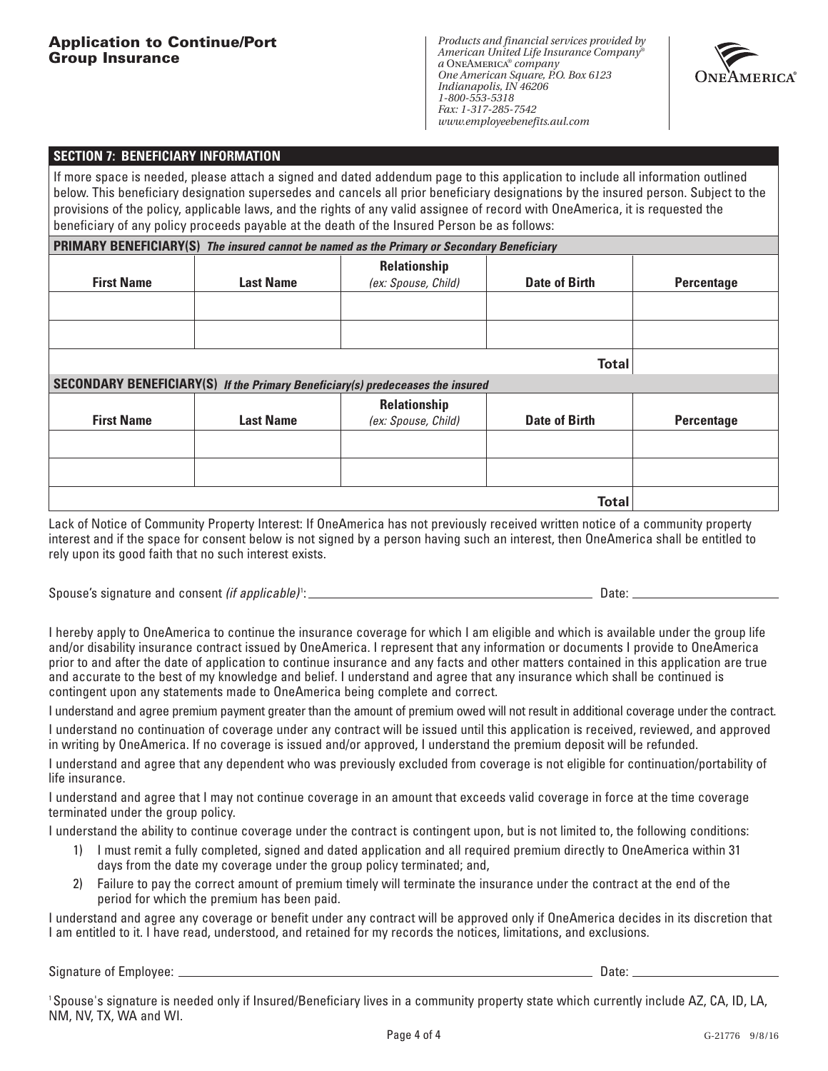# Application to Continue/Port Group Insurance

*Products and financial services provided by American United Life Insurance Company® a ONEAMERICA® company One American Square, P.O. Box 6123 Indianapolis, IN 46206 1-800-553-5318 Fax: 1-317-285-7542 www.employeebenefits.aul.com*

ONEAMERICA®

## SECTION 7: BENEFICIARY INFORMATION

If more space is needed, please attach a signed and dated addendum page to this application to include all information outlined below. This beneficiary designation supersedes and cancels all prior beneficiary designations by the insured person. Subject to the provisions of the policy, applicable laws, and the rights of any valid assignee of record with OneAmerica, it is requested the beneficiary of any policy proceeds payable at the death of the Insured Person be as follows:

**PRIMARY BENEFICIARY(S)** ***The insured cannot be named as the Primary or Secondary Beneficiary***

| First Name | Last Name | Relationship (ex: Spouse, Child) | Date of Birth | Percentage |
|---|---|---|---|---|
| | | | | |
| | | | | |
| | | | **Total** | |

**SECONDARY BENEFICIARY(S)** ***If the Primary Beneficiary(s) predeceases the insured***

| First Name | Last Name | Relationship (ex: Spouse, Child) | Date of Birth | Percentage |
|---|---|---|---|---|
| | | | | |
| | | | | |
| | | | **Total** | |

Lack of Notice of Community Property Interest: If OneAmerica has not previously received written notice of a community property interest and if the space for consent below is not signed by a person having such an interest, then OneAmerica shall be entitled to rely upon its good faith that no such interest exists.

Spouse's signature and consent *(if applicable)*[1]: ____________________ Date: __________

I hereby apply to OneAmerica to continue the insurance coverage for which I am eligible and which is available under the group life and/or disability insurance contract issued by OneAmerica. I represent that any information or documents I provide to OneAmerica prior to and after the date of application to continue insurance and any facts and other matters contained in this application are true and accurate to the best of my knowledge and belief. I understand and agree that any insurance which shall be continued is contingent upon any statements made to OneAmerica being complete and correct.

I understand and agree premium payment greater than the amount of premium owed will not result in additional coverage under the contract.

I understand no continuation of coverage under any contract will be issued until this application is received, reviewed, and approved in writing by OneAmerica. If no coverage is issued and/or approved, I understand the premium deposit will be refunded.

I understand and agree that any dependent who was previously excluded from coverage is not eligible for continuation/portability of life insurance.

I understand and agree that I may not continue coverage in an amount that exceeds valid coverage in force at the time coverage terminated under the group policy.

I understand the ability to continue coverage under the contract is contingent upon, but is not limited to, the following conditions:

1) I must remit a fully completed, signed and dated application and all required premium directly to OneAmerica within 31 days from the date my coverage under the group policy terminated; and,
2) Failure to pay the correct amount of premium timely will terminate the insurance under the contract at the end of the period for which the premium has been paid.

I understand and agree any coverage or benefit under any contract will be approved only if OneAmerica decides in its discretion that I am entitled to it. I have read, understood, and retained for my records the notices, limitations, and exclusions.

Signature of Employee: ____________________ Date: __________

[1] Spouse's signature is needed only if Insured/Beneficiary lives in a community property state which currently include AZ, CA, ID, LA, NM, NV, TX, WA and WI.

G-21776 9/8/16